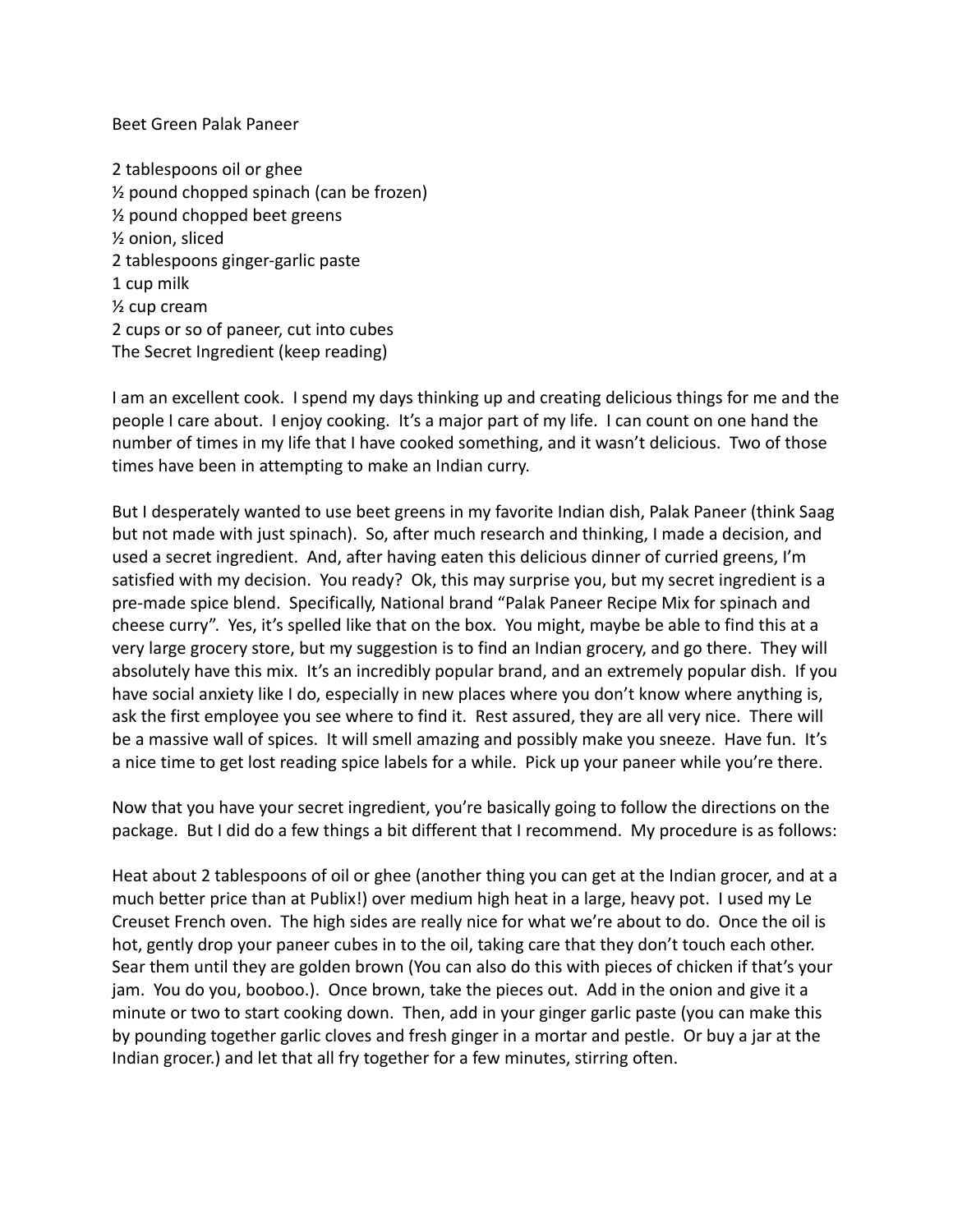# Beet Green Palak Paneer

2 tablespoons oil or ghee
½ pound chopped spinach (can be frozen)
½ pound chopped beet greens
½ onion, sliced
2 tablespoons ginger-garlic paste
1 cup milk
½ cup cream
2 cups or so of paneer, cut into cubes
The Secret Ingredient (keep reading)

I am an excellent cook. I spend my days thinking up and creating delicious things for me and the people I care about. I enjoy cooking. It's a major part of my life. I can count on one hand the number of times in my life that I have cooked something, and it wasn't delicious. Two of those times have been in attempting to make an Indian curry.

But I desperately wanted to use beet greens in my favorite Indian dish, Palak Paneer (think Saag but not made with just spinach). So, after much research and thinking, I made a decision, and used a secret ingredient. And, after having eaten this delicious dinner of curried greens, I'm satisfied with my decision. You ready? Ok, this may surprise you, but my secret ingredient is a pre-made spice blend. Specifically, National brand "Palak Paneer Recipe Mix for spinach and cheese curry". Yes, it's spelled like that on the box. You might, maybe be able to find this at a very large grocery store, but my suggestion is to find an Indian grocery, and go there. They will absolutely have this mix. It's an incredibly popular brand, and an extremely popular dish. If you have social anxiety like I do, especially in new places where you don't know where anything is, ask the first employee you see where to find it. Rest assured, they are all very nice. There will be a massive wall of spices. It will smell amazing and possibly make you sneeze. Have fun. It's a nice time to get lost reading spice labels for a while. Pick up your paneer while you're there.

Now that you have your secret ingredient, you're basically going to follow the directions on the package. But I did do a few things a bit different that I recommend. My procedure is as follows:

Heat about 2 tablespoons of oil or ghee (another thing you can get at the Indian grocer, and at a much better price than at Publix!) over medium high heat in a large, heavy pot. I used my Le Creuset French oven. The high sides are really nice for what we're about to do. Once the oil is hot, gently drop your paneer cubes in to the oil, taking care that they don't touch each other. Sear them until they are golden brown (You can also do this with pieces of chicken if that's your jam. You do you, booboo.). Once brown, take the pieces out. Add in the onion and give it a minute or two to start cooking down. Then, add in your ginger garlic paste (you can make this by pounding together garlic cloves and fresh ginger in a mortar and pestle. Or buy a jar at the Indian grocer.) and let that all fry together for a few minutes, stirring often.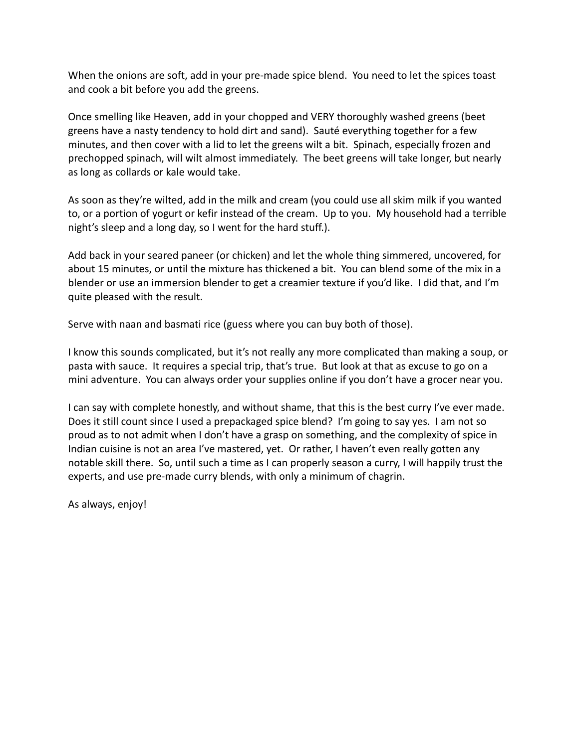When the onions are soft, add in your pre-made spice blend. You need to let the spices toast and cook a bit before you add the greens.

Once smelling like Heaven, add in your chopped and VERY thoroughly washed greens (beet greens have a nasty tendency to hold dirt and sand). Sauté everything together for a few minutes, and then cover with a lid to let the greens wilt a bit. Spinach, especially frozen and prechopped spinach, will wilt almost immediately. The beet greens will take longer, but nearly as long as collards or kale would take.

As soon as they're wilted, add in the milk and cream (you could use all skim milk if you wanted to, or a portion of yogurt or kefir instead of the cream. Up to you. My household had a terrible night's sleep and a long day, so I went for the hard stuff.).

Add back in your seared paneer (or chicken) and let the whole thing simmered, uncovered, for about 15 minutes, or until the mixture has thickened a bit. You can blend some of the mix in a blender or use an immersion blender to get a creamier texture if you'd like. I did that, and I'm quite pleased with the result.

Serve with naan and basmati rice (guess where you can buy both of those).

I know this sounds complicated, but it's not really any more complicated than making a soup, or pasta with sauce. It requires a special trip, that's true. But look at that as excuse to go on a mini adventure. You can always order your supplies online if you don't have a grocer near you.

I can say with complete honestly, and without shame, that this is the best curry I've ever made. Does it still count since I used a prepackaged spice blend? I'm going to say yes. I am not so proud as to not admit when I don't have a grasp on something, and the complexity of spice in Indian cuisine is not an area I've mastered, yet. Or rather, I haven't even really gotten any notable skill there. So, until such a time as I can properly season a curry, I will happily trust the experts, and use pre-made curry blends, with only a minimum of chagrin.

As always, enjoy!